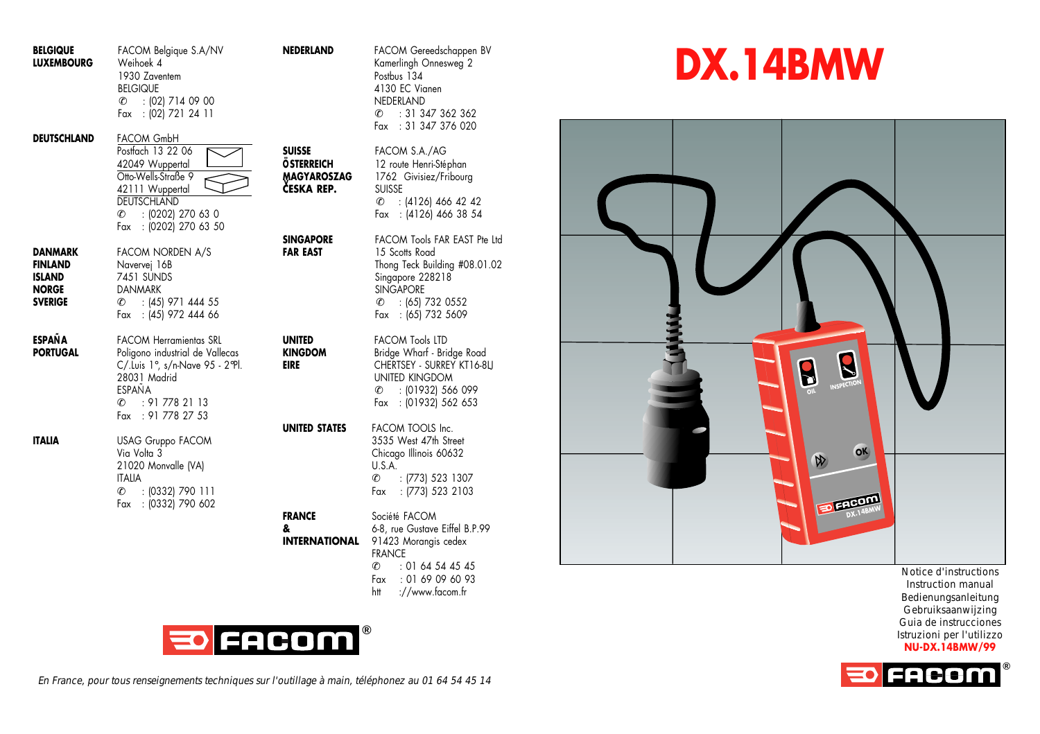**BELGIQUE**
**LUXEMBOURG**

FACOM Belgique S.A/NV
Weihoek 4
1930 Zaventem
BELGIQUE
✆ : (02) 714 09 00
Fax : (02) 721 24 11

**DEUTSCHLAND**

FACOM GmbH
Postfach 13 22 06
42049 Wuppertal
Otto-Wells-Straße 9
42111 Wuppertal
DEUTSCHLAND
✆ : (0202) 270 63 0
Fax : (0202) 270 63 50

**DANMARK**
**FINLAND**
**ISLAND**
**NORGE**
**SVERIGE**

FACOM NORDEN A/S
Navervej 16B
7451 SUNDS
DANMARK
✆ : (45) 971 444 55
Fax : (45) 972 444 66

**ESPAÑA**
**PORTUGAL**

FACOM Herramientas SRL
Poligono industrial de Vallecas
C/.Luis 1°, s/n-Nave 95 - 2°Pl.
28031 Madrid
ESPAÑA
✆ : 91 778 21 13
Fax : 91 778 27 53

**ITALIA**

USAG Gruppo FACOM
Via Volta 3
21020 Monvalle (VA)
ITALIA
✆ : (0332) 790 111
Fax : (0332) 790 602

**NEDERLAND**

FACOM Gereedschappen BV
Kamerlingh Onnesweg 2
Postbus 134
4130 EC Vianen
NEDERLAND
✆ : 31 347 362 362
Fax : 31 347 376 020

**SUISSE**
**ÖSTERREICH**
**MAGYAROSZAG**
**ČESKA REP.**

FACOM S.A./AG
12 route Henri-Stéphan
1762 Givisiez/Fribourg
SUISSE
✆ : (4126) 466 42 42
Fax : (4126) 466 38 54

**SINGAPORE**
**FAR EAST**

FACOM Tools FAR EAST Pte Ltd
15 Scotts Road
Thong Teck Building #08.01.02
Singapore 228218
SINGAPORE
✆ : (65) 732 0552
Fax : (65) 732 5609

**UNITED**
**KINGDOM**
**EIRE**

FACOM Tools LTD
Bridge Wharf - Bridge Road
CHERTSEY - SURREY KT16-8LJ
UNITED KINGDOM
✆ : (01932) 566 099
Fax : (01932) 562 653

**UNITED STATES**

FACOM TOOLS Inc.
3535 West 47th Street
Chicago Illinois 60632
U.S.A.
✆ : (773) 523 1307
Fax : (773) 523 2103

**FRANCE**
**&**
**INTERNATIONAL**

Société FACOM
6-8, rue Gustave Eiffel B.P.99
91423 Morangis cedex
FRANCE
✆ : 01 64 54 45 45
Fax : 01 69 09 60 93
htt ://www.facom.fr

FACOM®

*En France, pour tous renseignements techniques sur l'outillage à main, téléphonez au 01 64 54 45 14*

# DX.14BMW

Notice d'instructions
Instruction manual
Bedienungsanleitung
Gebruiksaanwijzing
Guia de instrucciones
Istruzioni per l'utilizzo
**NU-DX.14BMW/99**

FACOM®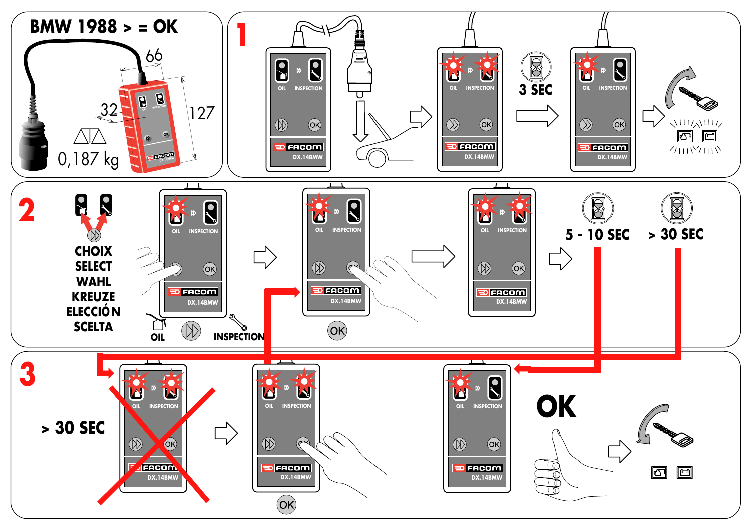## BMW 1988 > = OK

66

32

127

0,187 kg

## 1

OIL INSPECTION

FACOM DX.14BMW

3 SEC

## 2

CHOIX
SELECT
WAHL
KREUZE
ELECCIÓN
SCELTA

OIL

INSPECTION

OK

5 - 10 SEC

> 30 SEC

## 3

> 30 SEC

OK

OK